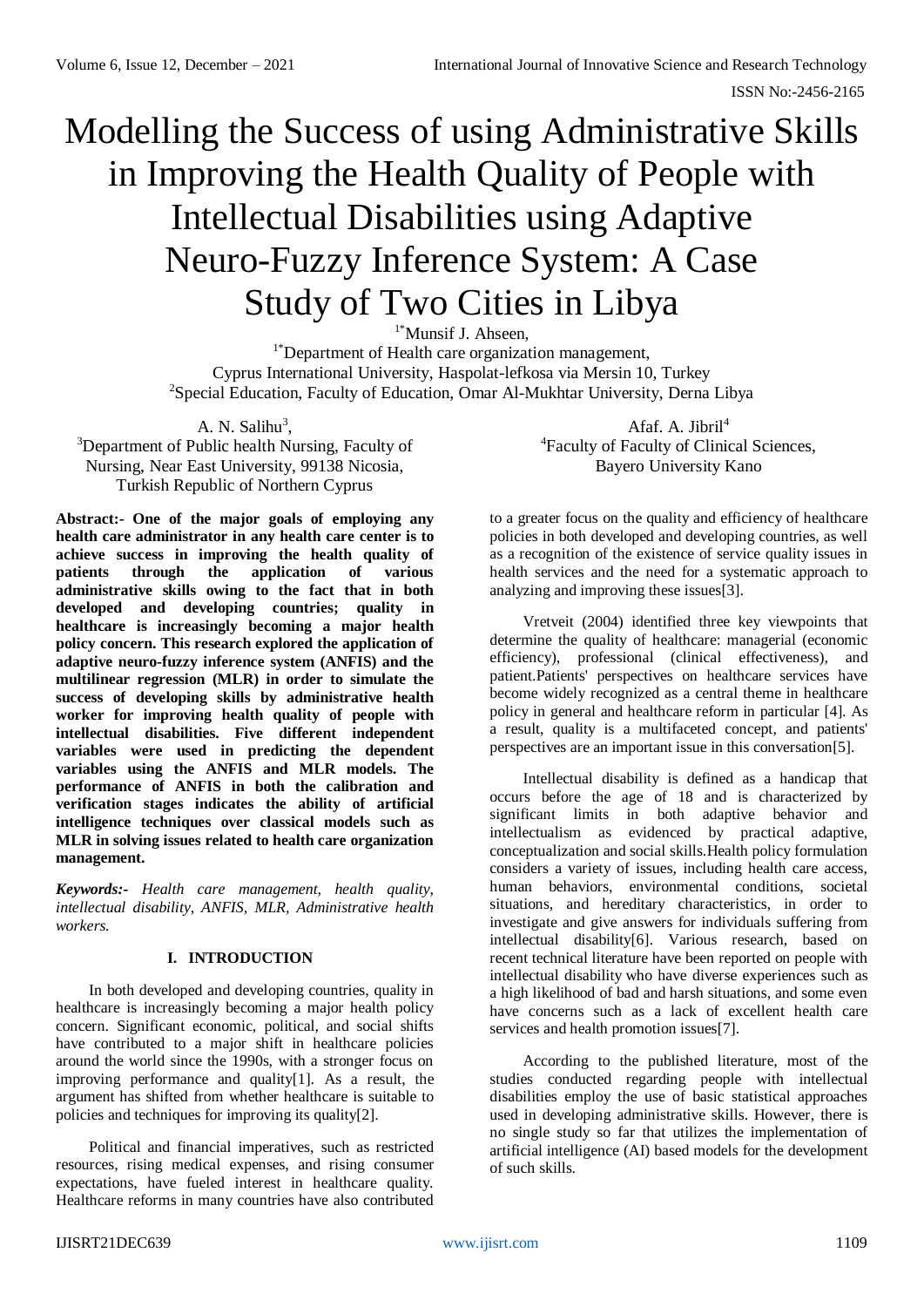# Modelling the Success of using Administrative Skills in Improving the Health Quality of People with Intellectual Disabilities using Adaptive Neuro-Fuzzy Inference System: A Case Study of Two Cities in Libya

[1*]Munsif J. Ahseen,
[1*]Department of Health care organization management,
Cyprus International University, Haspolat-lefkosa via Mersin 10, Turkey
[2]Special Education, Faculty of Education, Omar Al-Mukhtar University, Derna Libya

A. N. Salihu[3],
[3]Department of Public health Nursing, Faculty of Nursing, Near East University, 99138 Nicosia, Turkish Republic of Northern Cyprus

Afaf. A. Jibril[4]
[4]Faculty of Faculty of Clinical Sciences, Bayero University Kano

**Abstract:- One of the major goals of employing any health care administrator in any health care center is to achieve success in improving the health quality of patients through the application of various administrative skills owing to the fact that in both developed and developing countries; quality in healthcare is increasingly becoming a major health policy concern. This research explored the application of adaptive neuro-fuzzy inference system (ANFIS) and the multilinear regression (MLR) in order to simulate the success of developing skills by administrative health worker for improving health quality of people with intellectual disabilities. Five different independent variables were used in predicting the dependent variables using the ANFIS and MLR models. The performance of ANFIS in both the calibration and verification stages indicates the ability of artificial intelligence techniques over classical models such as MLR in solving issues related to health care organization management.**

***Keywords:-*** *Health care management, health quality, intellectual disability, ANFIS, MLR, Administrative health workers.*

## I. INTRODUCTION

In both developed and developing countries, quality in healthcare is increasingly becoming a major health policy concern. Significant economic, political, and social shifts have contributed to a major shift in healthcare policies around the world since the 1990s, with a stronger focus on improving performance and quality[1]. As a result, the argument has shifted from whether healthcare is suitable to policies and techniques for improving its quality[2].

Political and financial imperatives, such as restricted resources, rising medical expenses, and rising consumer expectations, have fueled interest in healthcare quality. Healthcare reforms in many countries have also contributed to a greater focus on the quality and efficiency of healthcare policies in both developed and developing countries, as well as a recognition of the existence of service quality issues in health services and the need for a systematic approach to analyzing and improving these issues[3].

Vretveit (2004) identified three key viewpoints that determine the quality of healthcare: managerial (economic efficiency), professional (clinical effectiveness), and patient.Patients' perspectives on healthcare services have become widely recognized as a central theme in healthcare policy in general and healthcare reform in particular [4]. As a result, quality is a multifaceted concept, and patients' perspectives are an important issue in this conversation[5].

Intellectual disability is defined as a handicap that occurs before the age of 18 and is characterized by significant limits in both adaptive behavior and intellectualism as evidenced by practical adaptive, conceptualization and social skills.Health policy formulation considers a variety of issues, including health care access, human behaviors, environmental conditions, societal situations, and hereditary characteristics, in order to investigate and give answers for individuals suffering from intellectual disability[6]. Various research, based on recent technical literature have been reported on people with intellectual disability who have diverse experiences such as a high likelihood of bad and harsh situations, and some even have concerns such as a lack of excellent health care services and health promotion issues[7].

According to the published literature, most of the studies conducted regarding people with intellectual disabilities employ the use of basic statistical approaches used in developing administrative skills. However, there is no single study so far that utilizes the implementation of artificial intelligence (AI) based models for the development of such skills.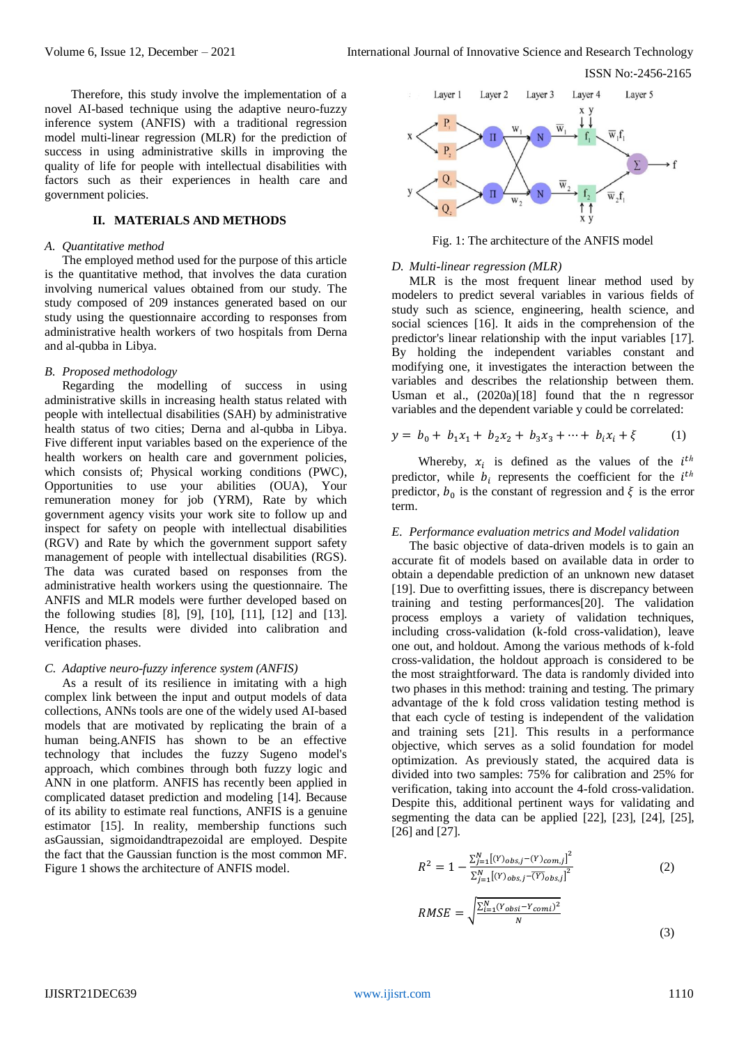Therefore, this study involve the implementation of a novel AI-based technique using the adaptive neuro-fuzzy inference system (ANFIS) with a traditional regression model multi-linear regression (MLR) for the prediction of success in using administrative skills in improving the quality of life for people with intellectual disabilities with factors such as their experiences in health care and government policies.

## II. MATERIALS AND METHODS

### *A. Quantitative method*

The employed method used for the purpose of this article is the quantitative method, that involves the data curation involving numerical values obtained from our study. The study composed of 209 instances generated based on our study using the questionnaire according to responses from administrative health workers of two hospitals from Derna and al-qubba in Libya.

### *B. Proposed methodology*

Regarding the modelling of success in using administrative skills in increasing health status related with people with intellectual disabilities (SAH) by administrative health status of two cities; Derna and al-qubba in Libya. Five different input variables based on the experience of the health workers on health care and government policies, which consists of; Physical working conditions (PWC), Opportunities to use your abilities (OUA), Your remuneration money for job (YRM), Rate by which government agency visits your work site to follow up and inspect for safety on people with intellectual disabilities (RGV) and Rate by which the government support safety management of people with intellectual disabilities (RGS). The data was curated based on responses from the administrative health workers using the questionnaire. The ANFIS and MLR models were further developed based on the following studies [8], [9], [10], [11], [12] and [13]. Hence, the results were divided into calibration and verification phases.

### *C. Adaptive neuro-fuzzy inference system (ANFIS)*

As a result of its resilience in imitating with a high complex link between the input and output models of data collections, ANNs tools are one of the widely used AI-based models that are motivated by replicating the brain of a human being.ANFIS has shown to be an effective technology that includes the fuzzy Sugeno model's approach, which combines through both fuzzy logic and ANN in one platform. ANFIS has recently been applied in complicated dataset prediction and modeling [14]. Because of its ability to estimate real functions, ANFIS is a genuine estimator [15]. In reality, membership functions such asGaussian, sigmoidandtrapezoidal are employed. Despite the fact that the Gaussian function is the most common MF. Figure 1 shows the architecture of ANFIS model.

Fig. 1: The architecture of the ANFIS model

### *D. Multi-linear regression (MLR)*

MLR is the most frequent linear method used by modelers to predict several variables in various fields of study such as science, engineering, health science, and social sciences [16]. It aids in the comprehension of the predictor's linear relationship with the input variables [17]. By holding the independent variables constant and modifying one, it investigates the interaction between the variables and describes the relationship between them. Usman et al., (2020a)[18] found that the n regressor variables and the dependent variable y could be correlated:

$$y = b_0 + b_1x_1 + b_2x_2 + b_3x_3 + \cdots + b_ix_i + \xi \qquad (1)$$

Whereby, $x_i$ is defined as the values of the $i^{th}$ predictor, while $b_i$ represents the coefficient for the $i^{th}$ predictor, $b_0$ is the constant of regression and $\xi$ is the error term.

### *E. Performance evaluation metrics and Model validation*

The basic objective of data-driven models is to gain an accurate fit of models based on available data in order to obtain a dependable prediction of an unknown new dataset [19]. Due to overfitting issues, there is discrepancy between training and testing performances[20]. The validation process employs a variety of validation techniques, including cross-validation (k-fold cross-validation), leave one out, and holdout. Among the various methods of k-fold cross-validation, the holdout approach is considered to be the most straightforward. The data is randomly divided into two phases in this method: training and testing. The primary advantage of the k fold cross validation testing method is that each cycle of testing is independent of the validation and training sets [21]. This results in a performance objective, which serves as a solid foundation for model optimization. As previously stated, the acquired data is divided into two samples: 75% for calibration and 25% for verification, taking into account the 4-fold cross-validation. Despite this, additional pertinent ways for validating and segmenting the data can be applied [22], [23], [24], [25], [26] and [27].

$$R^2 = 1 - \frac{\sum_{j=1}^{N}[(Y)_{obs,j} - (Y)_{com,j}]^2}{\sum_{j=1}^{N}[(Y)_{obs,j} - \overline{(Y)}_{obs,j}]^2} \qquad (2)$$

$$RMSE = \sqrt{\frac{\sum_{i=1}^{N}(Y_{obsi} - Y_{comi})^2}{N}} \qquad (3)$$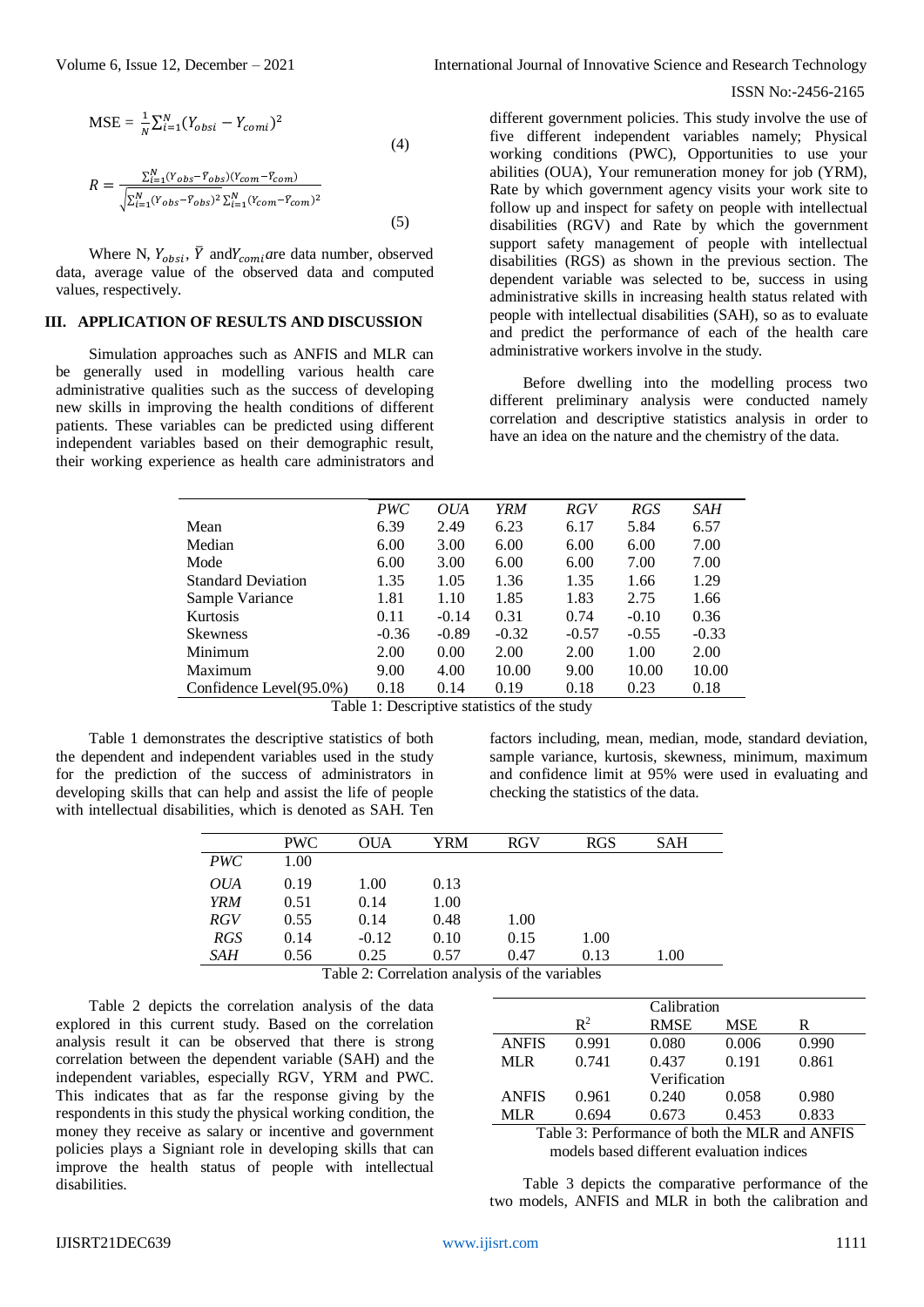$$\text{MSE} = \frac{1}{N}\sum_{i=1}^{N}(Y_{obsi} - Y_{comi})^2 \tag{4}$$

$$R = \frac{\sum_{i=1}^{N}(Y_{obs} - \bar{Y}_{obs})(Y_{com} - \bar{Y}_{com})}{\sqrt{\sum_{i=1}^{N}(Y_{obs} - \bar{Y}_{obs})^2 \sum_{i=1}^{N}(Y_{com} - \bar{Y}_{com})^2}} \tag{5}$$

Where N, $Y_{obsi}$, $\bar{Y}$ and $Y_{comi}$ are data number, observed data, average value of the observed data and computed values, respectively.

## III. APPLICATION OF RESULTS AND DISCUSSION

Simulation approaches such as ANFIS and MLR can be generally used in modelling various health care administrative qualities such as the success of developing new skills in improving the health conditions of different patients. These variables can be predicted using different independent variables based on their demographic result, their working experience as health care administrators and different government policies. This study involve the use of five different independent variables namely; Physical working conditions (PWC), Opportunities to use your abilities (OUA), Your remuneration money for job (YRM), Rate by which government agency visits your work site to follow up and inspect for safety on people with intellectual disabilities (RGV) and Rate by which the government support safety management of people with intellectual disabilities (RGS) as shown in the previous section. The dependent variable was selected to be, success in using administrative skills in increasing health status related with people with intellectual disabilities (SAH), so as to evaluate and predict the performance of each of the health care administrative workers involve in the study.

Before dwelling into the modelling process two different preliminary analysis were conducted namely correlation and descriptive statistics analysis in order to have an idea on the nature and the chemistry of the data.

| | *PWC* | *OUA* | *YRM* | *RGV* | *RGS* | *SAH* |
|---|---|---|---|---|---|---|
| Mean | 6.39 | 2.49 | 6.23 | 6.17 | 5.84 | 6.57 |
| Median | 6.00 | 3.00 | 6.00 | 6.00 | 6.00 | 7.00 |
| Mode | 6.00 | 3.00 | 6.00 | 6.00 | 7.00 | 7.00 |
| Standard Deviation | 1.35 | 1.05 | 1.36 | 1.35 | 1.66 | 1.29 |
| Sample Variance | 1.81 | 1.10 | 1.85 | 1.83 | 2.75 | 1.66 |
| Kurtosis | 0.11 | -0.14 | 0.31 | 0.74 | -0.10 | 0.36 |
| Skewness | -0.36 | -0.89 | -0.32 | -0.57 | -0.55 | -0.33 |
| Minimum | 2.00 | 0.00 | 2.00 | 2.00 | 1.00 | 2.00 |
| Maximum | 9.00 | 4.00 | 10.00 | 9.00 | 10.00 | 10.00 |
| Confidence Level(95.0%) | 0.18 | 0.14 | 0.19 | 0.18 | 0.23 | 0.18 |

Table 1: Descriptive statistics of the study

Table 1 demonstrates the descriptive statistics of both the dependent and independent variables used in the study for the prediction of the success of administrators in developing skills that can help and assist the life of people with intellectual disabilities, which is denoted as SAH. Ten factors including, mean, median, mode, standard deviation, sample variance, kurtosis, skewness, minimum, maximum and confidence limit at 95% were used in evaluating and checking the statistics of the data.

| | PWC | OUA | YRM | RGV | RGS | SAH |
|---|---|---|---|---|---|---|
| *PWC* | 1.00 | | | | | |
| *OUA* | 0.19 | 1.00 | 0.13 | | | |
| *YRM* | 0.51 | 0.14 | 1.00 | | | |
| *RGV* | 0.55 | 0.14 | 0.48 | 1.00 | | |
| *RGS* | 0.14 | -0.12 | 0.10 | 0.15 | 1.00 | |
| *SAH* | 0.56 | 0.25 | 0.57 | 0.47 | 0.13 | 1.00 |

Table 2: Correlation analysis of the variables

Table 2 depicts the correlation analysis of the data explored in this current study. Based on the correlation analysis result it can be observed that there is strong correlation between the dependent variable (SAH) and the independent variables, especially RGV, YRM and PWC. This indicates that as far the response giving by the respondents in this study the physical working condition, the money they receive as salary or incentive and government policies plays a Signiant role in developing skills that can improve the health status of people with intellectual disabilities.

| | Calibration | | | |
|---|---|---|---|---|
| | $R^2$ | RMSE | MSE | R |
| ANFIS | 0.991 | 0.080 | 0.006 | 0.990 |
| MLR | 0.741 | 0.437 | 0.191 | 0.861 |
| | Verification | | | |
| ANFIS | 0.961 | 0.240 | 0.058 | 0.980 |
| MLR | 0.694 | 0.673 | 0.453 | 0.833 |

Table 3: Performance of both the MLR and ANFIS models based different evaluation indices

Table 3 depicts the comparative performance of the two models, ANFIS and MLR in both the calibration and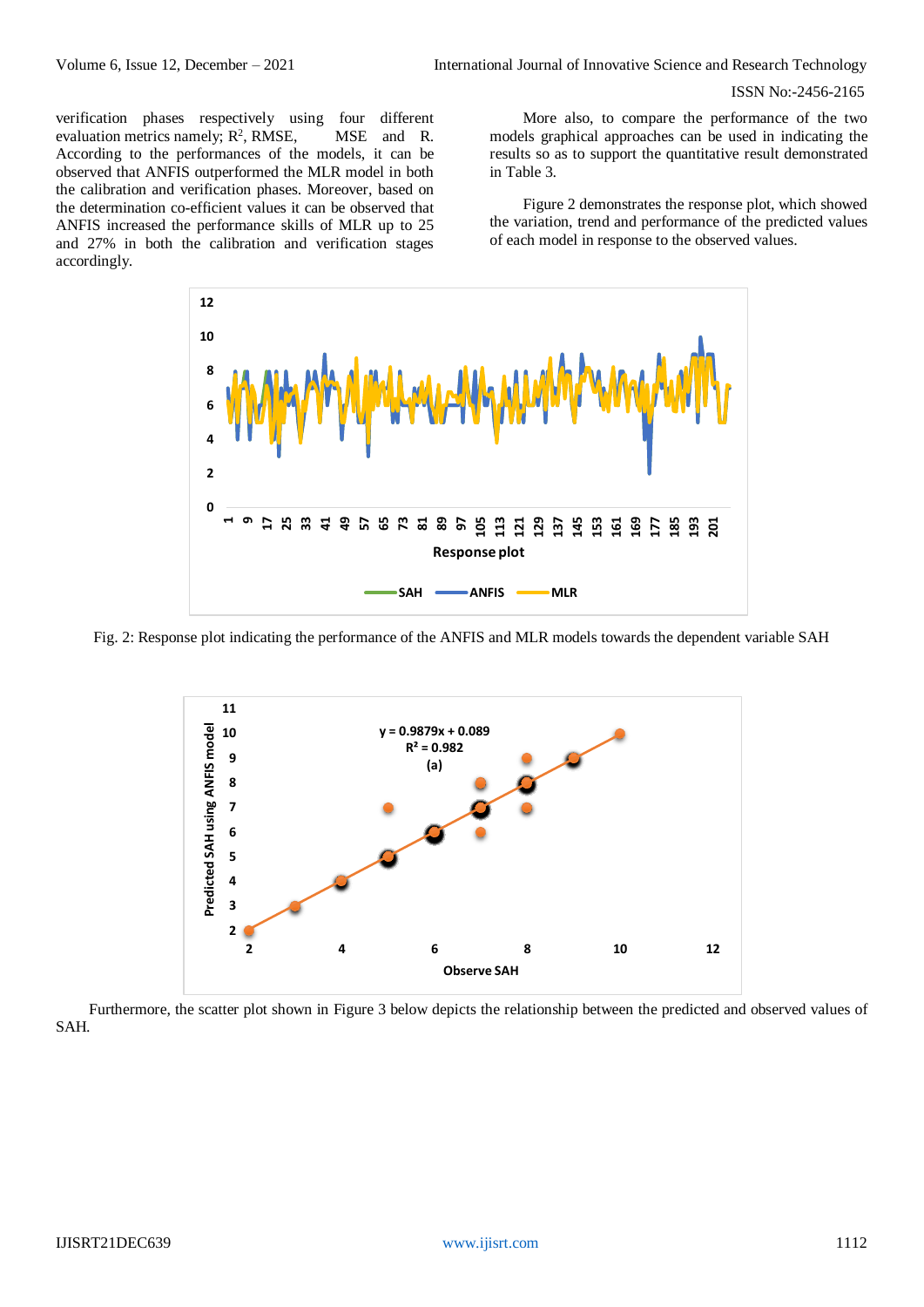verification phases respectively using four different evaluation metrics namely; $R^2$, RMSE, MSE and R. According to the performances of the models, it can be observed that ANFIS outperformed the MLR model in both the calibration and verification phases. Moreover, based on the determination co-efficient values it can be observed that ANFIS increased the performance skills of MLR up to 25 and 27% in both the calibration and verification stages accordingly.

More also, to compare the performance of the two models graphical approaches can be used in indicating the results so as to support the quantitative result demonstrated in Table 3.

Figure 2 demonstrates the response plot, which showed the variation, trend and performance of the predicted values of each model in response to the observed values.

Fig. 2: Response plot indicating the performance of the ANFIS and MLR models towards the dependent variable SAH

Furthermore, the scatter plot shown in Figure 3 below depicts the relationship between the predicted and observed values of SAH.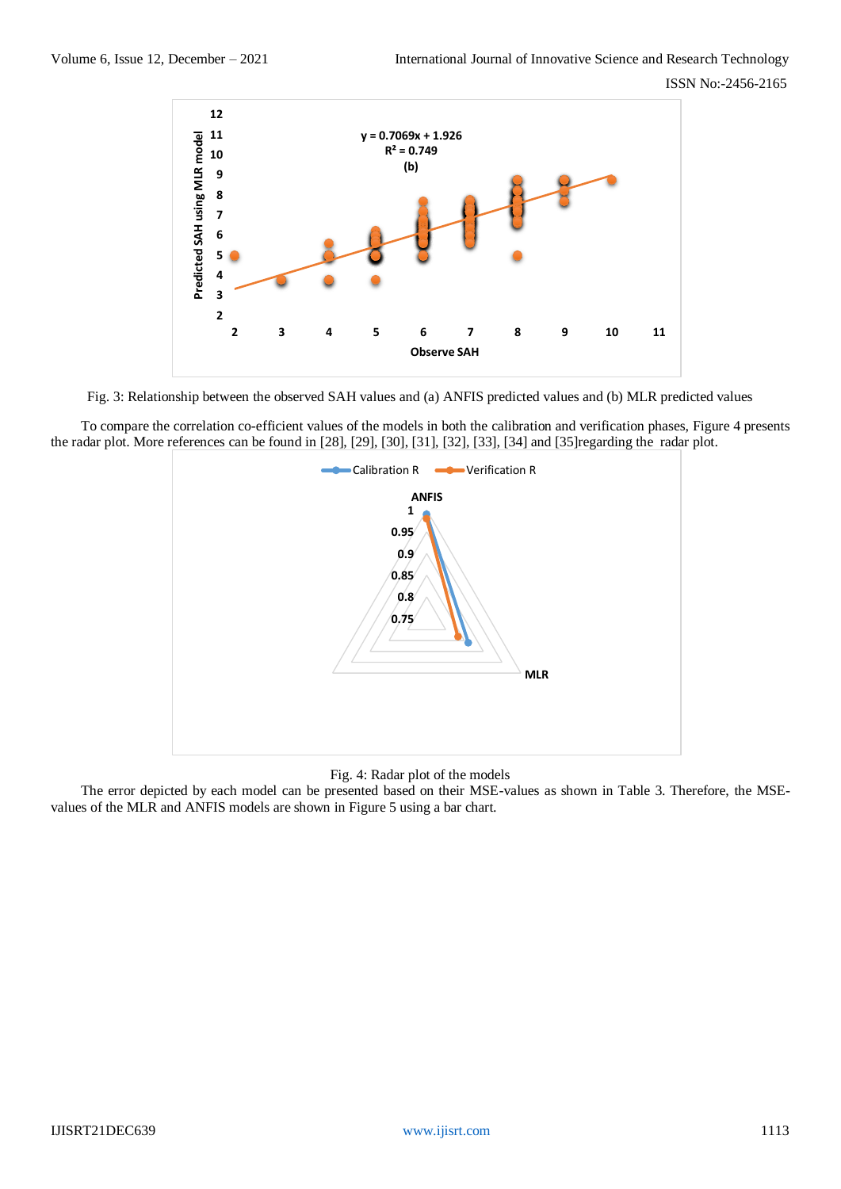Fig. 3: Relationship between the observed SAH values and (a) ANFIS predicted values and (b) MLR predicted values

To compare the correlation co-efficient values of the models in both the calibration and verification phases, Figure 4 presents the radar plot. More references can be found in [28], [29], [30], [31], [32], [33], [34] and [35]regarding the radar plot.

Fig. 4: Radar plot of the models

The error depicted by each model can be presented based on their MSE-values as shown in Table 3. Therefore, the MSE-values of the MLR and ANFIS models are shown in Figure 5 using a bar chart.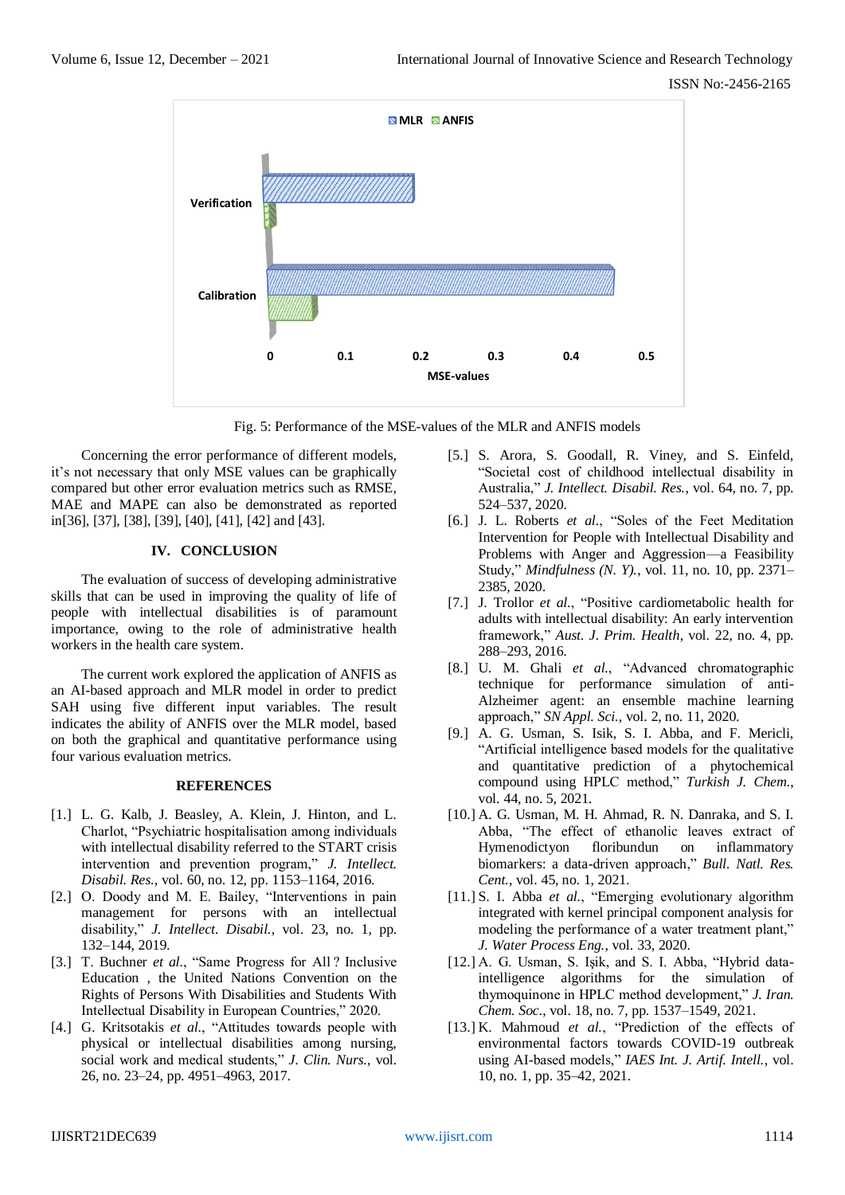Fig. 5: Performance of the MSE-values of the MLR and ANFIS models

Concerning the error performance of different models, it's not necessary that only MSE values can be graphically compared but other error evaluation metrics such as RMSE, MAE and MAPE can also be demonstrated as reported in[36], [37], [38], [39], [40], [41], [42] and [43].

## IV. CONCLUSION

The evaluation of success of developing administrative skills that can be used in improving the quality of life of people with intellectual disabilities is of paramount importance, owing to the role of administrative health workers in the health care system.

The current work explored the application of ANFIS as an AI-based approach and MLR model in order to predict SAH using five different input variables. The result indicates the ability of ANFIS over the MLR model, based on both the graphical and quantitative performance using four various evaluation metrics.

## REFERENCES

- [1.] L. G. Kalb, J. Beasley, A. Klein, J. Hinton, and L. Charlot, "Psychiatric hospitalisation among individuals with intellectual disability referred to the START crisis intervention and prevention program," *J. Intellect. Disabil. Res.*, vol. 60, no. 12, pp. 1153–1164, 2016.
- [2.] O. Doody and M. E. Bailey, "Interventions in pain management for persons with an intellectual disability," *J. Intellect. Disabil.*, vol. 23, no. 1, pp. 132–144, 2019.
- [3.] T. Buchner *et al.*, "Same Progress for All ? Inclusive Education , the United Nations Convention on the Rights of Persons With Disabilities and Students With Intellectual Disability in European Countries," 2020.
- [4.] G. Kritsotakis *et al.*, "Attitudes towards people with physical or intellectual disabilities among nursing, social work and medical students," *J. Clin. Nurs.*, vol. 26, no. 23–24, pp. 4951–4963, 2017.
- [5.] S. Arora, S. Goodall, R. Viney, and S. Einfeld, "Societal cost of childhood intellectual disability in Australia," *J. Intellect. Disabil. Res.*, vol. 64, no. 7, pp. 524–537, 2020.
- [6.] J. L. Roberts *et al.*, "Soles of the Feet Meditation Intervention for People with Intellectual Disability and Problems with Anger and Aggression—a Feasibility Study," *Mindfulness (N. Y).*, vol. 11, no. 10, pp. 2371–2385, 2020.
- [7.] J. Trollor *et al.*, "Positive cardiometabolic health for adults with intellectual disability: An early intervention framework," *Aust. J. Prim. Health*, vol. 22, no. 4, pp. 288–293, 2016.
- [8.] U. M. Ghali *et al.*, "Advanced chromatographic technique for performance simulation of anti-Alzheimer agent: an ensemble machine learning approach," *SN Appl. Sci.*, vol. 2, no. 11, 2020.
- [9.] A. G. Usman, S. Isik, S. I. Abba, and F. Mericli, "Artificial intelligence based models for the qualitative and quantitative prediction of a phytochemical compound using HPLC method," *Turkish J. Chem.*, vol. 44, no. 5, 2021.
- [10.] A. G. Usman, M. H. Ahmad, R. N. Danraka, and S. I. Abba, "The effect of ethanolic leaves extract of Hymenodictyon floribundun on inflammatory biomarkers: a data-driven approach," *Bull. Natl. Res. Cent.*, vol. 45, no. 1, 2021.
- [11.] S. I. Abba *et al.*, "Emerging evolutionary algorithm integrated with kernel principal component analysis for modeling the performance of a water treatment plant," *J. Water Process Eng.*, vol. 33, 2020.
- [12.] A. G. Usman, S. Işik, and S. I. Abba, "Hybrid data-intelligence algorithms for the simulation of thymoquinone in HPLC method development," *J. Iran. Chem. Soc.*, vol. 18, no. 7, pp. 1537–1549, 2021.
- [13.] K. Mahmoud *et al.*, "Prediction of the effects of environmental factors towards COVID-19 outbreak using AI-based models," *IAES Int. J. Artif. Intell.*, vol. 10, no. 1, pp. 35–42, 2021.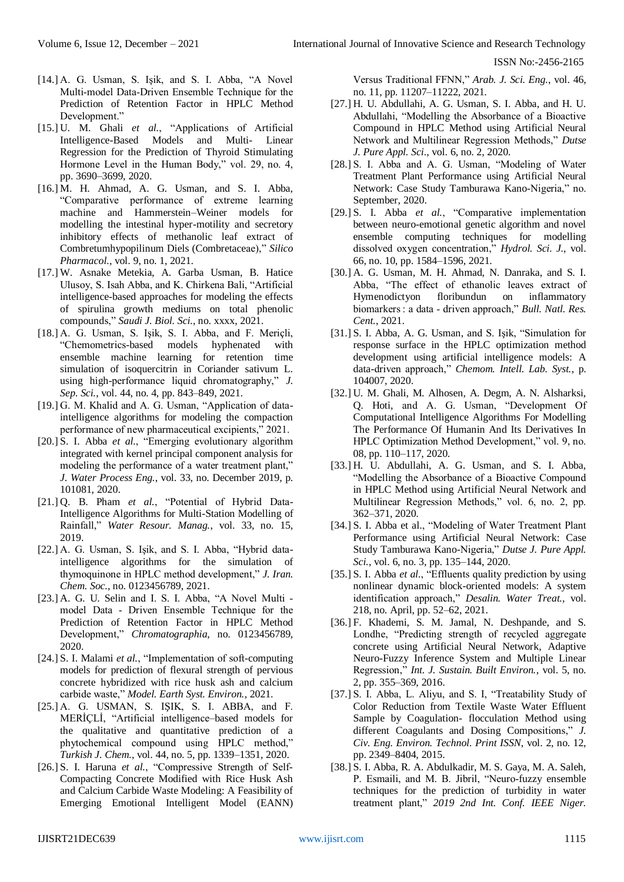[14.] A. G. Usman, S. Işik, and S. I. Abba, "A Novel Multi-model Data-Driven Ensemble Technique for the Prediction of Retention Factor in HPLC Method Development."

[15.] U. M. Ghali *et al.*, "Applications of Artificial Intelligence-Based Models and Multi- Linear Regression for the Prediction of Thyroid Stimulating Hormone Level in the Human Body," vol. 29, no. 4, pp. 3690–3699, 2020.

[16.] M. H. Ahmad, A. G. Usman, and S. I. Abba, "Comparative performance of extreme learning machine and Hammerstein–Weiner models for modelling the intestinal hyper-motility and secretory inhibitory effects of methanolic leaf extract of Combretumhypopilinum Diels (Combretaceae)," *Silico Pharmacol.*, vol. 9, no. 1, 2021.

[17.] W. Asnake Metekia, A. Garba Usman, B. Hatice Ulusoy, S. Isah Abba, and K. Chirkena Bali, "Artificial intelligence-based approaches for modeling the effects of spirulina growth mediums on total phenolic compounds," *Saudi J. Biol. Sci.*, no. xxxx, 2021.

[18.] A. G. Usman, S. Işik, S. I. Abba, and F. Meriçli, "Chemometrics-based models hyphenated with ensemble machine learning for retention time simulation of isoquercitrin in Coriander sativum L. using high-performance liquid chromatography," *J. Sep. Sci.*, vol. 44, no. 4, pp. 843–849, 2021.

[19.] G. M. Khalid and A. G. Usman, "Application of data-intelligence algorithms for modeling the compaction performance of new pharmaceutical excipients," 2021.

[20.] S. I. Abba *et al.*, "Emerging evolutionary algorithm integrated with kernel principal component analysis for modeling the performance of a water treatment plant," *J. Water Process Eng.*, vol. 33, no. December 2019, p. 101081, 2020.

[21.] Q. B. Pham *et al.*, "Potential of Hybrid Data-Intelligence Algorithms for Multi-Station Modelling of Rainfall," *Water Resour. Manag.*, vol. 33, no. 15, 2019.

[22.] A. G. Usman, S. Işik, and S. I. Abba, "Hybrid data-intelligence algorithms for the simulation of thymoquinone in HPLC method development," *J. Iran. Chem. Soc.*, no. 0123456789, 2021.

[23.] A. G. U. Selin and I. S. I. Abba, "A Novel Multi - model Data - Driven Ensemble Technique for the Prediction of Retention Factor in HPLC Method Development," *Chromatographia*, no. 0123456789, 2020.

[24.] S. I. Malami *et al.*, "Implementation of soft-computing models for prediction of flexural strength of pervious concrete hybridized with rice husk ash and calcium carbide waste," *Model. Earth Syst. Environ.*, 2021.

[25.] A. G. USMAN, S. IŞIK, S. I. ABBA, and F. MERİÇLİ, "Artificial intelligence–based models for the qualitative and quantitative prediction of a phytochemical compound using HPLC method," *Turkish J. Chem.*, vol. 44, no. 5, pp. 1339–1351, 2020.

[26.] S. I. Haruna *et al.*, "Compressive Strength of Self-Compacting Concrete Modified with Rice Husk Ash and Calcium Carbide Waste Modeling: A Feasibility of Emerging Emotional Intelligent Model (EANN) Versus Traditional FFNN," *Arab. J. Sci. Eng.*, vol. 46, no. 11, pp. 11207–11222, 2021.

[27.] H. U. Abdullahi, A. G. Usman, S. I. Abba, and H. U. Abdullahi, "Modelling the Absorbance of a Bioactive Compound in HPLC Method using Artificial Neural Network and Multilinear Regression Methods," *Dutse J. Pure Appl. Sci.*, vol. 6, no. 2, 2020.

[28.] S. I. Abba and A. G. Usman, "Modeling of Water Treatment Plant Performance using Artificial Neural Network: Case Study Tamburawa Kano-Nigeria," no. September, 2020.

[29.] S. I. Abba *et al.*, "Comparative implementation between neuro-emotional genetic algorithm and novel ensemble computing techniques for modelling dissolved oxygen concentration," *Hydrol. Sci. J.*, vol. 66, no. 10, pp. 1584–1596, 2021.

[30.] A. G. Usman, M. H. Ahmad, N. Danraka, and S. I. Abba, "The effect of ethanolic leaves extract of Hymenodictyon floribundun on inflammatory biomarkers : a data - driven approach," *Bull. Natl. Res. Cent.*, 2021.

[31.] S. I. Abba, A. G. Usman, and S. Işik, "Simulation for response surface in the HPLC optimization method development using artificial intelligence models: A data-driven approach," *Chemom. Intell. Lab. Syst.*, p. 104007, 2020.

[32.] U. M. Ghali, M. Alhosen, A. Degm, A. N. Alsharksi, Q. Hoti, and A. G. Usman, "Development Of Computational Intelligence Algorithms For Modelling The Performance Of Humanin And Its Derivatives In HPLC Optimization Method Development," vol. 9, no. 08, pp. 110–117, 2020.

[33.] H. U. Abdullahi, A. G. Usman, and S. I. Abba, "Modelling the Absorbance of a Bioactive Compound in HPLC Method using Artificial Neural Network and Multilinear Regression Methods," vol. 6, no. 2, pp. 362–371, 2020.

[34.] S. I. Abba et al., "Modeling of Water Treatment Plant Performance using Artificial Neural Network: Case Study Tamburawa Kano-Nigeria," *Dutse J. Pure Appl. Sci.*, vol. 6, no. 3, pp. 135–144, 2020.

[35.] S. I. Abba *et al.*, "Effluents quality prediction by using nonlinear dynamic block-oriented models: A system identification approach," *Desalin. Water Treat.*, vol. 218, no. April, pp. 52–62, 2021.

[36.] F. Khademi, S. M. Jamal, N. Deshpande, and S. Londhe, "Predicting strength of recycled aggregate concrete using Artificial Neural Network, Adaptive Neuro-Fuzzy Inference System and Multiple Linear Regression," *Int. J. Sustain. Built Environ.*, vol. 5, no. 2, pp. 355–369, 2016.

[37.] S. I. Abba, L. Aliyu, and S. I, "Treatability Study of Color Reduction from Textile Waste Water Effluent Sample by Coagulation- flocculation Method using different Coagulants and Dosing Compositions," *J. Civ. Eng. Environ. Technol. Print ISSN*, vol. 2, no. 12, pp. 2349–8404, 2015.

[38.] S. I. Abba, R. A. Abdulkadir, M. S. Gaya, M. A. Saleh, P. Esmaili, and M. B. Jibril, "Neuro-fuzzy ensemble techniques for the prediction of turbidity in water treatment plant," *2019 2nd Int. Conf. IEEE Niger.*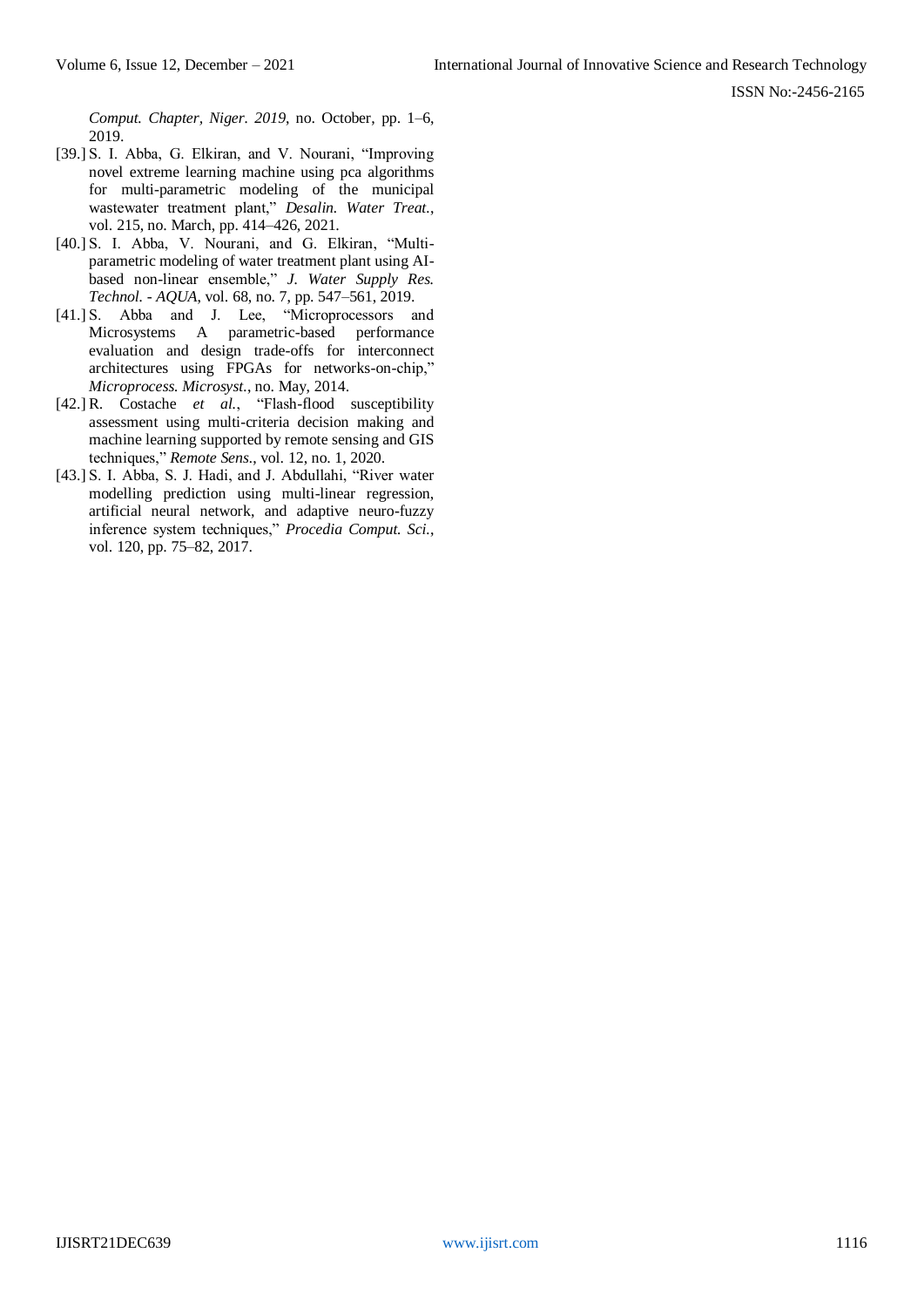*Comput. Chapter, Niger. 2019*, no. October, pp. 1–6, 2019.

[39.] S. I. Abba, G. Elkiran, and V. Nourani, "Improving novel extreme learning machine using pca algorithms for multi-parametric modeling of the municipal wastewater treatment plant," *Desalin. Water Treat.*, vol. 215, no. March, pp. 414–426, 2021.

[40.] S. I. Abba, V. Nourani, and G. Elkiran, "Multi-parametric modeling of water treatment plant using AI-based non-linear ensemble," *J. Water Supply Res. Technol. - AQUA*, vol. 68, no. 7, pp. 547–561, 2019.

[41.] S. Abba and J. Lee, "Microprocessors and Microsystems A parametric-based performance evaluation and design trade-offs for interconnect architectures using FPGAs for networks-on-chip," *Microprocess. Microsyst.*, no. May, 2014.

[42.] R. Costache *et al.*, "Flash-flood susceptibility assessment using multi-criteria decision making and machine learning supported by remote sensing and GIS techniques," *Remote Sens.*, vol. 12, no. 1, 2020.

[43.] S. I. Abba, S. J. Hadi, and J. Abdullahi, "River water modelling prediction using multi-linear regression, artificial neural network, and adaptive neuro-fuzzy inference system techniques," *Procedia Comput. Sci.*, vol. 120, pp. 75–82, 2017.